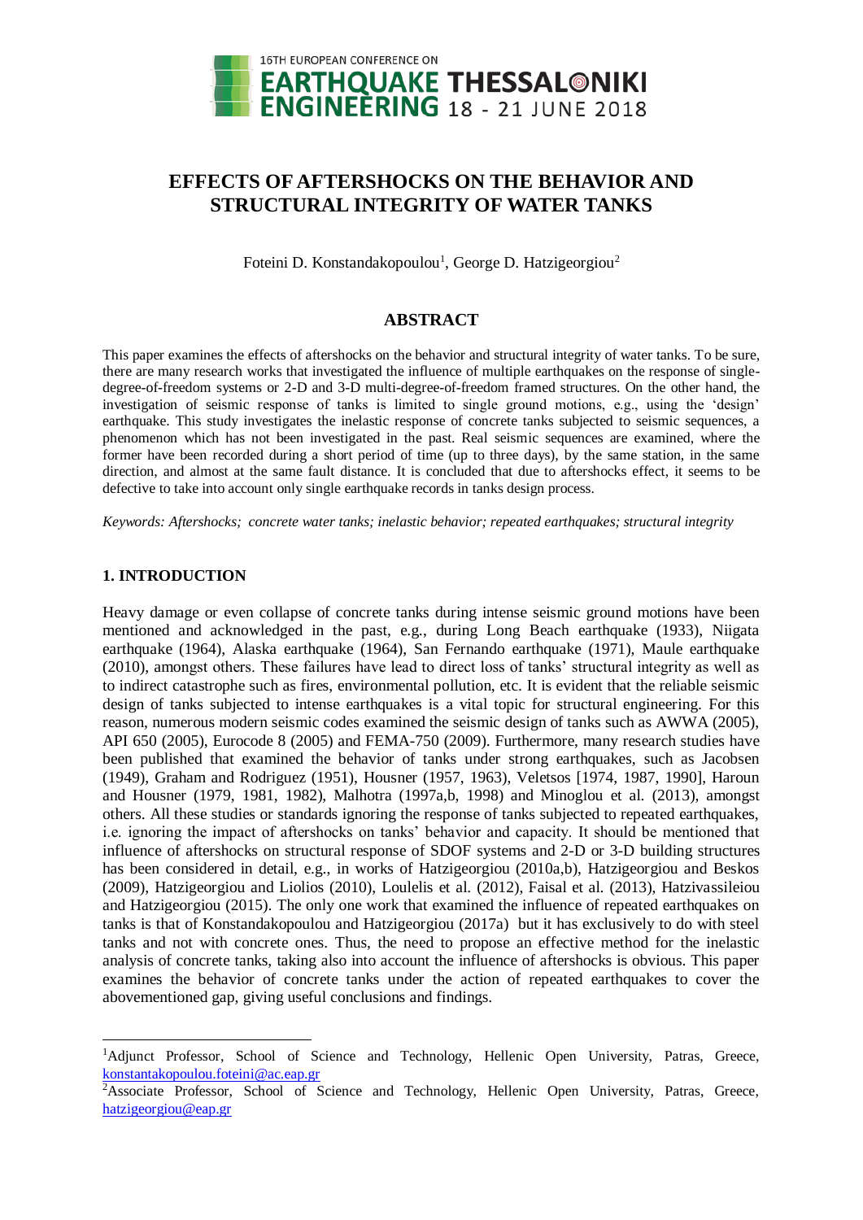# EFFECTS OF AFTERSHOCKS ON THE BEHAVIOR AND STRUCTURAL INTEGRITY OF WATER TANKS

Foteini D. Konstandakopoulou[1], George D. Hatzigeorgiou[2]

## ABSTRACT

This paper examines the effects of aftershocks on the behavior and structural integrity of water tanks. To be sure, there are many research works that investigated the influence of multiple earthquakes on the response of single-degree-of-freedom systems or 2-D and 3-D multi-degree-of-freedom framed structures. On the other hand, the investigation of seismic response of tanks is limited to single ground motions, e.g., using the 'design' earthquake. This study investigates the inelastic response of concrete tanks subjected to seismic sequences, a phenomenon which has not been investigated in the past. Real seismic sequences are examined, where the former have been recorded during a short period of time (up to three days), by the same station, in the same direction, and almost at the same fault distance. It is concluded that due to aftershocks effect, it seems to be defective to take into account only single earthquake records in tanks design process.

*Keywords: Aftershocks; concrete water tanks; inelastic behavior; repeated earthquakes; structural integrity*

## 1. INTRODUCTION

Heavy damage or even collapse of concrete tanks during intense seismic ground motions have been mentioned and acknowledged in the past, e.g., during Long Beach earthquake (1933), Niigata earthquake (1964), Alaska earthquake (1964), San Fernando earthquake (1971), Maule earthquake (2010), amongst others. These failures have lead to direct loss of tanks' structural integrity as well as to indirect catastrophe such as fires, environmental pollution, etc. It is evident that the reliable seismic design of tanks subjected to intense earthquakes is a vital topic for structural engineering. For this reason, numerous modern seismic codes examined the seismic design of tanks such as AWWA (2005), API 650 (2005), Eurocode 8 (2005) and FEMA-750 (2009). Furthermore, many research studies have been published that examined the behavior of tanks under strong earthquakes, such as Jacobsen (1949), Graham and Rodriguez (1951), Housner (1957, 1963), Veletsos [1974, 1987, 1990], Haroun and Housner (1979, 1981, 1982), Malhotra (1997a,b, 1998) and Minoglou et al. (2013), amongst others. All these studies or standards ignoring the response of tanks subjected to repeated earthquakes, i.e. ignoring the impact of aftershocks on tanks' behavior and capacity. It should be mentioned that influence of aftershocks on structural response of SDOF systems and 2-D or 3-D building structures has been considered in detail, e.g., in works of Hatzigeorgiou (2010a,b), Hatzigeorgiou and Beskos (2009), Hatzigeorgiou and Liolios (2010), Loulelis et al. (2012), Faisal et al. (2013), Hatzivassileiou and Hatzigeorgiou (2015). The only one work that examined the influence of repeated earthquakes on tanks is that of Konstandakopoulou and Hatzigeorgiou (2017a) but it has exclusively to do with steel tanks and not with concrete ones. Thus, the need to propose an effective method for the inelastic analysis of concrete tanks, taking also into account the influence of aftershocks is obvious. This paper examines the behavior of concrete tanks under the action of repeated earthquakes to cover the abovementioned gap, giving useful conclusions and findings.

---

[1]Adjunct Professor, School of Science and Technology, Hellenic Open University, Patras, Greece, konstantakopoulou.foteini@ac.eap.gr

[2]Associate Professor, School of Science and Technology, Hellenic Open University, Patras, Greece, hatzigeorgiou@eap.gr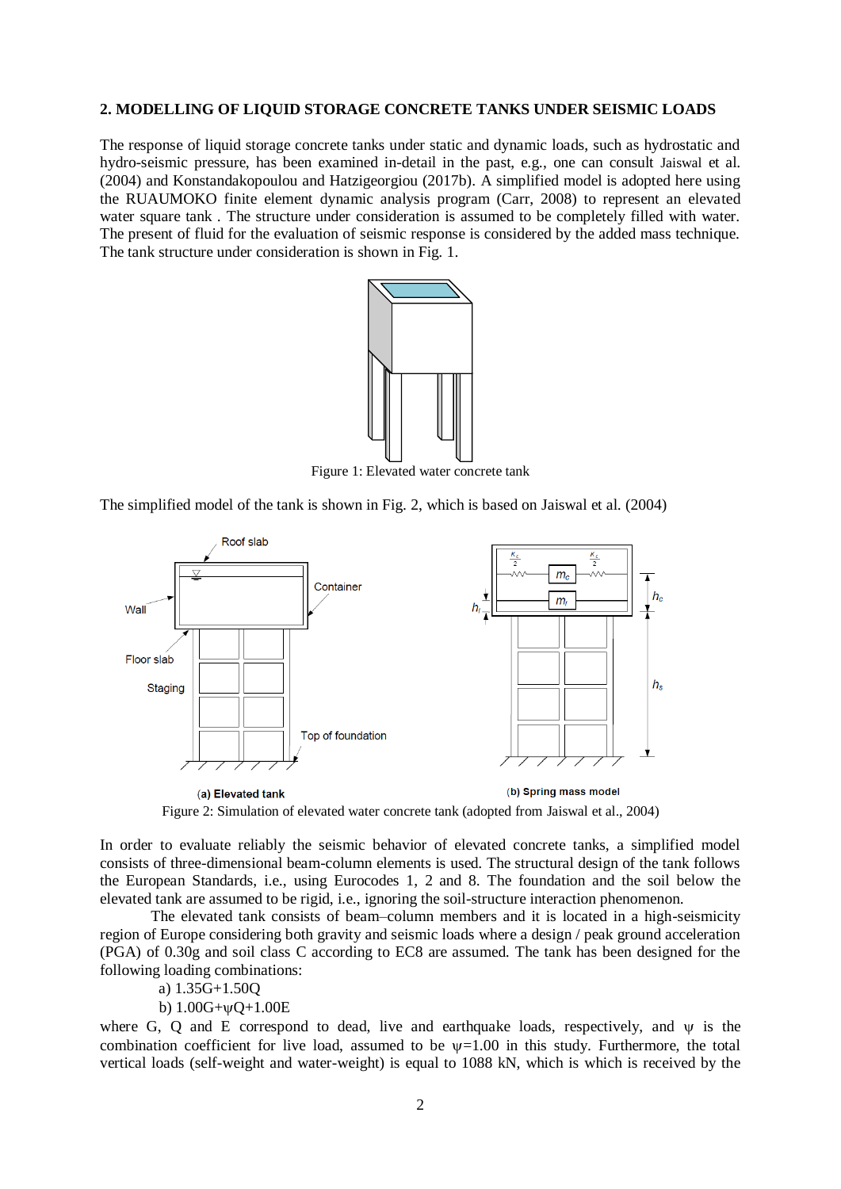## 2. MODELLING OF LIQUID STORAGE CONCRETE TANKS UNDER SEISMIC LOADS

The response of liquid storage concrete tanks under static and dynamic loads, such as hydrostatic and hydro-seismic pressure, has been examined in-detail in the past, e.g., one can consult Jaiswal et al. (2004) and Konstandakopoulou and Hatzigeorgiou (2017b). A simplified model is adopted here using the RUAUMOKO finite element dynamic analysis program (Carr, 2008) to represent an elevated water square tank . The structure under consideration is assumed to be completely filled with water. The present of fluid for the evaluation of seismic response is considered by the added mass technique. The tank structure under consideration is shown in Fig. 1.

Figure 1: Elevated water concrete tank

The simplified model of the tank is shown in Fig. 2, which is based on Jaiswal et al. (2004)

(a) Elevated tank

(b) Spring mass model

Figure 2: Simulation of elevated water concrete tank (adopted from Jaiswal et al., 2004)

In order to evaluate reliably the seismic behavior of elevated concrete tanks, a simplified model consists of three-dimensional beam-column elements is used. The structural design of the tank follows the European Standards, i.e., using Eurocodes 1, 2 and 8. The foundation and the soil below the elevated tank are assumed to be rigid, i.e., ignoring the soil-structure interaction phenomenon.

The elevated tank consists of beam–column members and it is located in a high-seismicity region of Europe considering both gravity and seismic loads where a design / peak ground acceleration (PGA) of 0.30g and soil class C according to EC8 are assumed. The tank has been designed for the following loading combinations:

a) 1.35G+1.50Q

b) 1.00G+ψQ+1.00E

where G, Q and E correspond to dead, live and earthquake loads, respectively, and $\psi$ is the combination coefficient for live load, assumed to be $\psi$=1.00 in this study. Furthermore, the total vertical loads (self-weight and water-weight) is equal to 1088 kN, which is which is received by the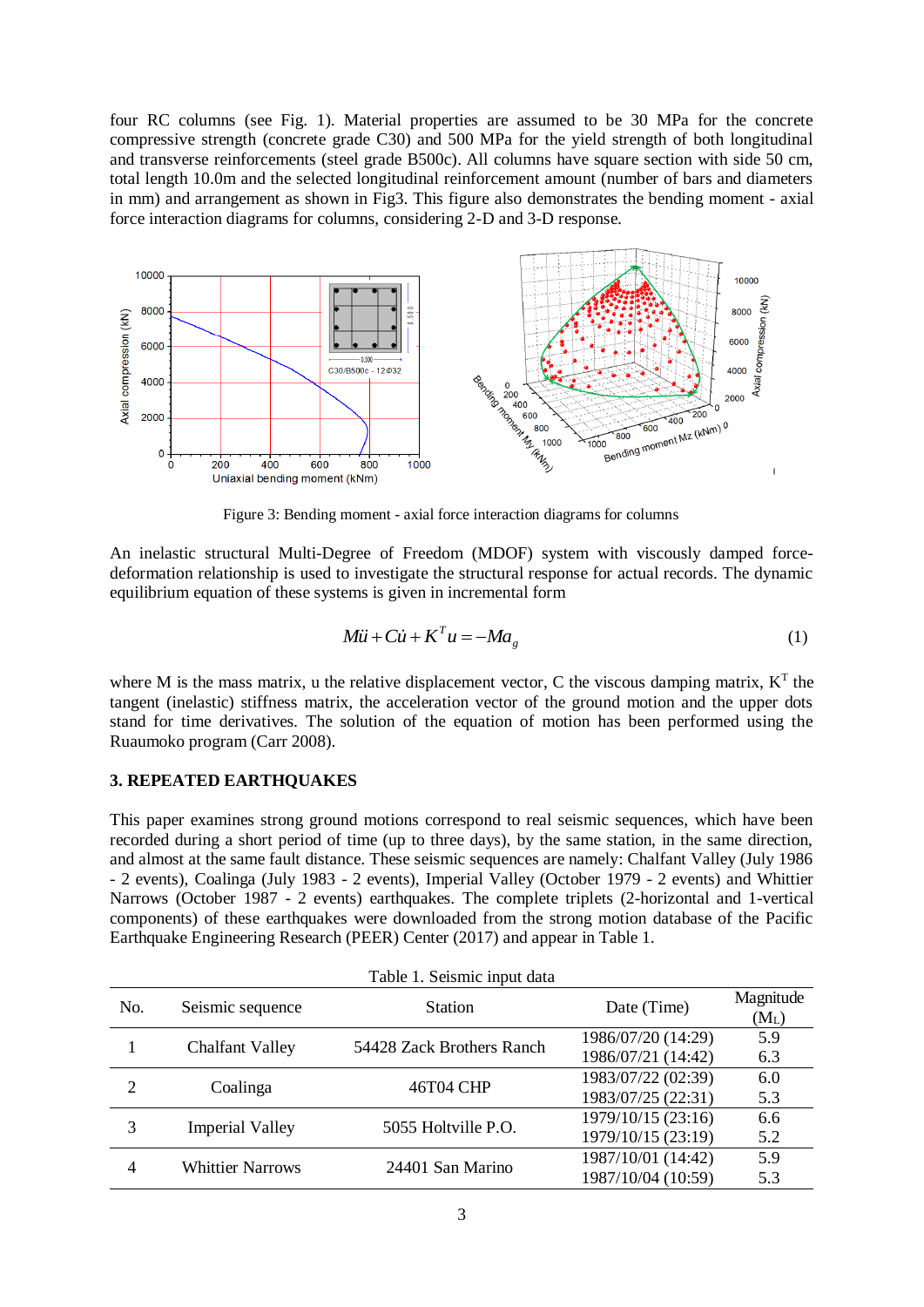four RC columns (see Fig. 1). Material properties are assumed to be 30 MPa for the concrete compressive strength (concrete grade C30) and 500 MPa for the yield strength of both longitudinal and transverse reinforcements (steel grade B500c). All columns have square section with side 50 cm, total length 10.0m and the selected longitudinal reinforcement amount (number of bars and diameters in mm) and arrangement as shown in Fig3. This figure also demonstrates the bending moment - axial force interaction diagrams for columns, considering 2-D and 3-D response.

Figure 3: Bending moment - axial force interaction diagrams for columns

An inelastic structural Multi-Degree of Freedom (MDOF) system with viscously damped force-deformation relationship is used to investigate the structural response for actual records. The dynamic equilibrium equation of these systems is given in incremental form

$$M\ddot{u} + C\dot{u} + K^{T}u = -Ma_{g} \tag{1}$$

where M is the mass matrix, u the relative displacement vector, C the viscous damping matrix, $K^{T}$ the tangent (inelastic) stiffness matrix, the acceleration vector of the ground motion and the upper dots stand for time derivatives. The solution of the equation of motion has been performed using the Ruaumoko program (Carr 2008).

### 3. REPEATED EARTHQUAKES

This paper examines strong ground motions correspond to real seismic sequences, which have been recorded during a short period of time (up to three days), by the same station, in the same direction, and almost at the same fault distance. These seismic sequences are namely: Chalfant Valley (July 1986 - 2 events), Coalinga (July 1983 - 2 events), Imperial Valley (October 1979 - 2 events) and Whittier Narrows (October 1987 - 2 events) earthquakes. The complete triplets (2-horizontal and 1-vertical components) of these earthquakes were downloaded from the strong motion database of the Pacific Earthquake Engineering Research (PEER) Center (2017) and appear in Table 1.

Table 1. Seismic input data

| No. | Seismic sequence | Station | Date (Time) | Magnitude ($M_L$) |
|---|---|---|---|---|
| 1 | Chalfant Valley | 54428 Zack Brothers Ranch | 1986/07/20 (14:29) | 5.9 |
| | | | 1986/07/21 (14:42) | 6.3 |
| 2 | Coalinga | 46T04 CHP | 1983/07/22 (02:39) | 6.0 |
| | | | 1983/07/25 (22:31) | 5.3 |
| 3 | Imperial Valley | 5055 Holtville P.O. | 1979/10/15 (23:16) | 6.6 |
| | | | 1979/10/15 (23:19) | 5.2 |
| 4 | Whittier Narrows | 24401 San Marino | 1987/10/01 (14:42) | 5.9 |
| | | | 1987/10/04 (10:59) | 5.3 |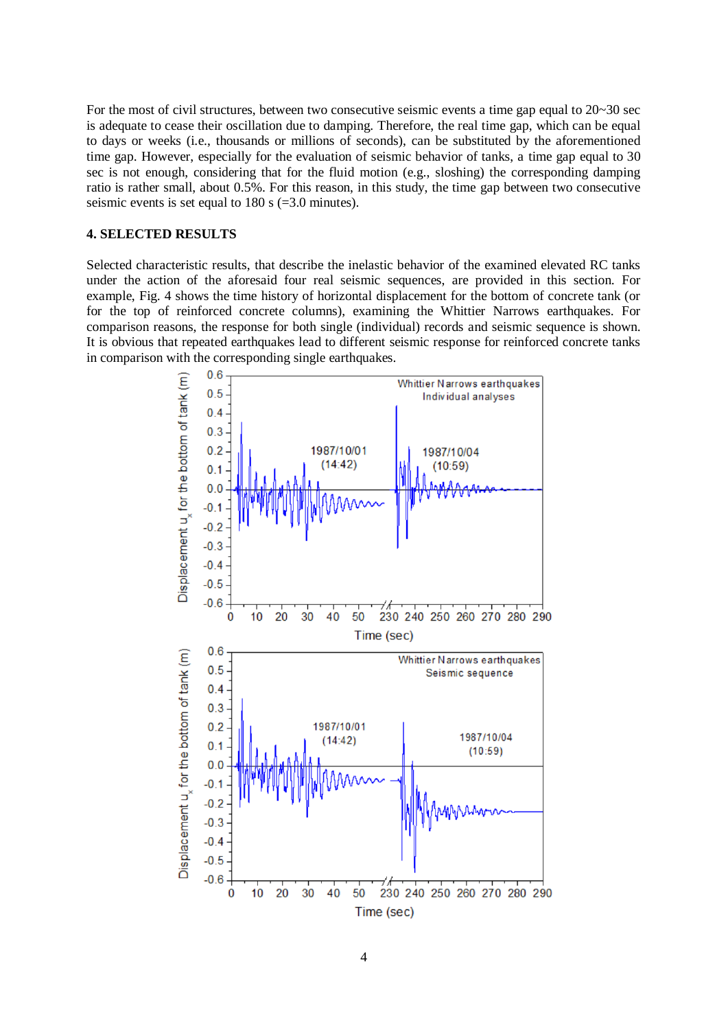For the most of civil structures, between two consecutive seismic events a time gap equal to 20~30 sec is adequate to cease their oscillation due to damping. Therefore, the real time gap, which can be equal to days or weeks (i.e., thousands or millions of seconds), can be substituted by the aforementioned time gap. However, especially for the evaluation of seismic behavior of tanks, a time gap equal to 30 sec is not enough, considering that for the fluid motion (e.g., sloshing) the corresponding damping ratio is rather small, about 0.5%. For this reason, in this study, the time gap between two consecutive seismic events is set equal to 180 s (=3.0 minutes).

## 4. SELECTED RESULTS

Selected characteristic results, that describe the inelastic behavior of the examined elevated RC tanks under the action of the aforesaid four real seismic sequences, are provided in this section. For example, Fig. 4 shows the time history of horizontal displacement for the bottom of concrete tank (or for the top of reinforced concrete columns), examining the Whittier Narrows earthquakes. For comparison reasons, the response for both single (individual) records and seismic sequence is shown. It is obvious that repeated earthquakes lead to different seismic response for reinforced concrete tanks in comparison with the corresponding single earthquakes.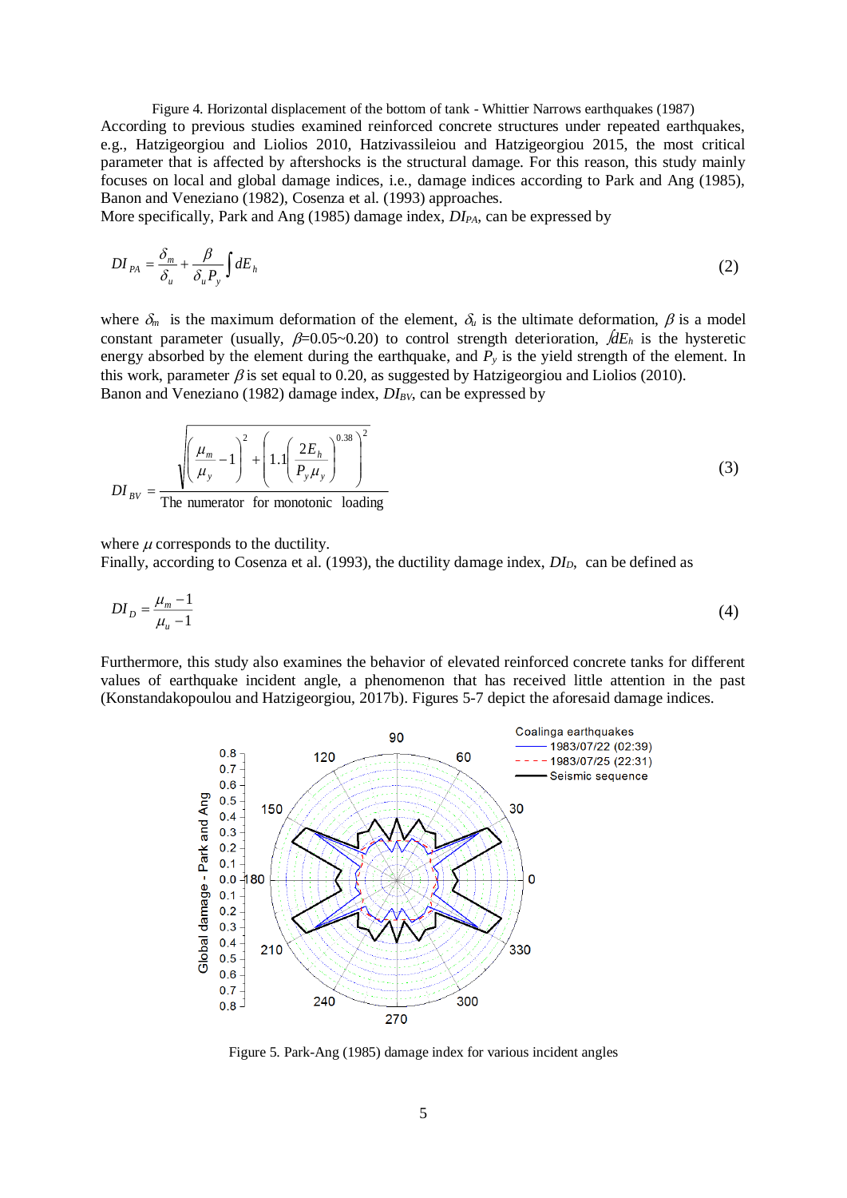Figure 4. Horizontal displacement of the bottom of tank - Whittier Narrows earthquakes (1987)

According to previous studies examined reinforced concrete structures under repeated earthquakes, e.g., Hatzigeorgiou and Liolios 2010, Hatzivassileiou and Hatzigeorgiou 2015, the most critical parameter that is affected by aftershocks is the structural damage. For this reason, this study mainly focuses on local and global damage indices, i.e., damage indices according to Park and Ang (1985), Banon and Veneziano (1982), Cosenza et al. (1993) approaches.

More specifically, Park and Ang (1985) damage index, $DI_{PA}$, can be expressed by

$$DI_{PA} = \frac{\delta_m}{\delta_u} + \frac{\beta}{\delta_u P_y} \int dE_h \tag{2}$$

where $\delta_m$ is the maximum deformation of the element, $\delta_u$ is the ultimate deformation, $\beta$ is a model constant parameter (usually, $\beta$=0.05~0.20) to control strength deterioration, $\int dE_h$ is the hysteretic energy absorbed by the element during the earthquake, and $P_y$ is the yield strength of the element. In this work, parameter $\beta$ is set equal to 0.20, as suggested by Hatzigeorgiou and Liolios (2010).

Banon and Veneziano (1982) damage index, $DI_{BV}$, can be expressed by

$$DI_{BV} = \frac{\sqrt{\left(\frac{\mu_m}{\mu_y} - 1\right)^2 + \left(1.1\left(\frac{2E_h}{P_y \mu_y}\right)^{0.38}\right)^2}}{\text{The numerator for monotonic loading}} \tag{3}$$

where $\mu$ corresponds to the ductility.

Finally, according to Cosenza et al. (1993), the ductility damage index, $DI_D$, can be defined as

$$DI_D = \frac{\mu_m - 1}{\mu_u - 1} \tag{4}$$

Furthermore, this study also examines the behavior of elevated reinforced concrete tanks for different values of earthquake incident angle, a phenomenon that has received little attention in the past (Konstandakopoulou and Hatzigeorgiou, 2017b). Figures 5-7 depict the aforesaid damage indices.

Figure 5. Park-Ang (1985) damage index for various incident angles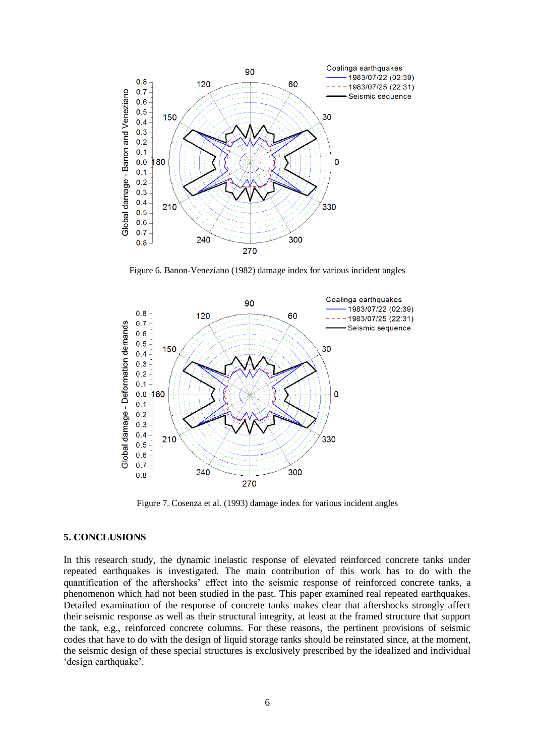Figure 6. Banon-Veneziano (1982) damage index for various incident angles

Figure 7. Cosenza et al. (1993) damage index for various incident angles

## 5. CONCLUSIONS

In this research study, the dynamic inelastic response of elevated reinforced concrete tanks under repeated earthquakes is investigated. The main contribution of this work has to do with the quantification of the aftershocks' effect into the seismic response of reinforced concrete tanks, a phenomenon which had not been studied in the past. This paper examined real repeated earthquakes. Detailed examination of the response of concrete tanks makes clear that aftershocks strongly affect their seismic response as well as their structural integrity, at least at the framed structure that support the tank, e.g., reinforced concrete columns. For these reasons, the pertinent provisions of seismic codes that have to do with the design of liquid storage tanks should be reinstated since, at the moment, the seismic design of these special structures is exclusively prescribed by the idealized and individual 'design earthquake'.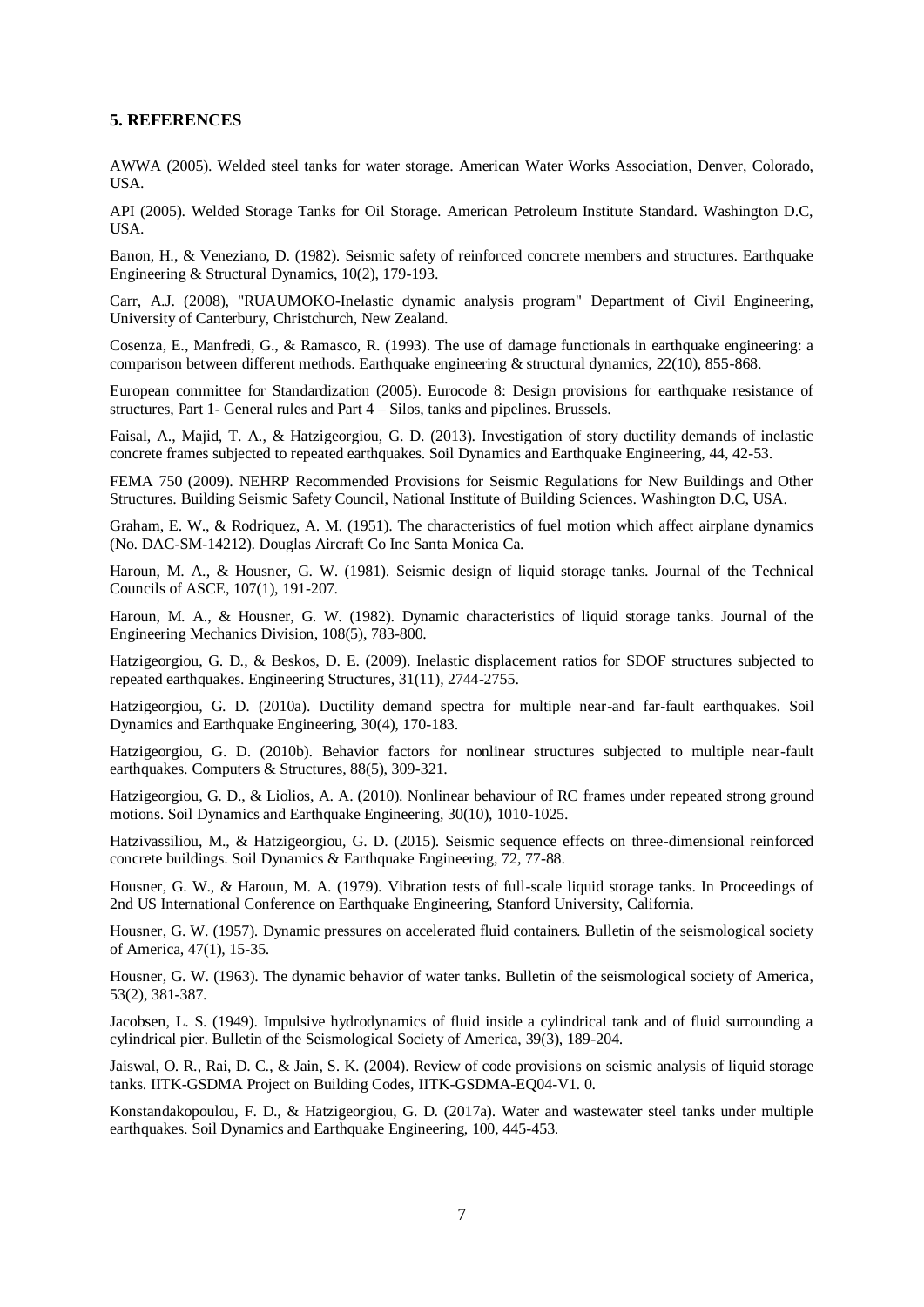## 5. REFERENCES

AWWA (2005). Welded steel tanks for water storage. American Water Works Association, Denver, Colorado, USA.

API (2005). Welded Storage Tanks for Oil Storage. American Petroleum Institute Standard. Washington D.C, USA.

Banon, H., & Veneziano, D. (1982). Seismic safety of reinforced concrete members and structures. Earthquake Engineering & Structural Dynamics, 10(2), 179-193.

Carr, A.J. (2008), "RUAUMOKO-Inelastic dynamic analysis program" Department of Civil Engineering, University of Canterbury, Christchurch, New Zealand.

Cosenza, E., Manfredi, G., & Ramasco, R. (1993). The use of damage functionals in earthquake engineering: a comparison between different methods. Earthquake engineering & structural dynamics, 22(10), 855-868.

European committee for Standardization (2005). Eurocode 8: Design provisions for earthquake resistance of structures, Part 1- General rules and Part 4 – Silos, tanks and pipelines. Brussels.

Faisal, A., Majid, T. A., & Hatzigeorgiou, G. D. (2013). Investigation of story ductility demands of inelastic concrete frames subjected to repeated earthquakes. Soil Dynamics and Earthquake Engineering, 44, 42-53.

FEMA 750 (2009). NEHRP Recommended Provisions for Seismic Regulations for New Buildings and Other Structures. Building Seismic Safety Council, National Institute of Building Sciences. Washington D.C, USA.

Graham, E. W., & Rodriquez, A. M. (1951). The characteristics of fuel motion which affect airplane dynamics (No. DAC-SM-14212). Douglas Aircraft Co Inc Santa Monica Ca.

Haroun, M. A., & Housner, G. W. (1981). Seismic design of liquid storage tanks. Journal of the Technical Councils of ASCE, 107(1), 191-207.

Haroun, M. A., & Housner, G. W. (1982). Dynamic characteristics of liquid storage tanks. Journal of the Engineering Mechanics Division, 108(5), 783-800.

Hatzigeorgiou, G. D., & Beskos, D. E. (2009). Inelastic displacement ratios for SDOF structures subjected to repeated earthquakes. Engineering Structures, 31(11), 2744-2755.

Hatzigeorgiou, G. D. (2010a). Ductility demand spectra for multiple near-and far-fault earthquakes. Soil Dynamics and Earthquake Engineering, 30(4), 170-183.

Hatzigeorgiou, G. D. (2010b). Behavior factors for nonlinear structures subjected to multiple near-fault earthquakes. Computers & Structures, 88(5), 309-321.

Hatzigeorgiou, G. D., & Liolios, A. A. (2010). Nonlinear behaviour of RC frames under repeated strong ground motions. Soil Dynamics and Earthquake Engineering, 30(10), 1010-1025.

Hatzivassiliou, M., & Hatzigeorgiou, G. D. (2015). Seismic sequence effects on three-dimensional reinforced concrete buildings. Soil Dynamics & Earthquake Engineering, 72, 77-88.

Housner, G. W., & Haroun, M. A. (1979). Vibration tests of full-scale liquid storage tanks. In Proceedings of 2nd US International Conference on Earthquake Engineering, Stanford University, California.

Housner, G. W. (1957). Dynamic pressures on accelerated fluid containers. Bulletin of the seismological society of America, 47(1), 15-35.

Housner, G. W. (1963). The dynamic behavior of water tanks. Bulletin of the seismological society of America, 53(2), 381-387.

Jacobsen, L. S. (1949). Impulsive hydrodynamics of fluid inside a cylindrical tank and of fluid surrounding a cylindrical pier. Bulletin of the Seismological Society of America, 39(3), 189-204.

Jaiswal, O. R., Rai, D. C., & Jain, S. K. (2004). Review of code provisions on seismic analysis of liquid storage tanks. IITK-GSDMA Project on Building Codes, IITK-GSDMA-EQ04-V1. 0.

Konstandakopoulou, F. D., & Hatzigeorgiou, G. D. (2017a). Water and wastewater steel tanks under multiple earthquakes. Soil Dynamics and Earthquake Engineering, 100, 445-453.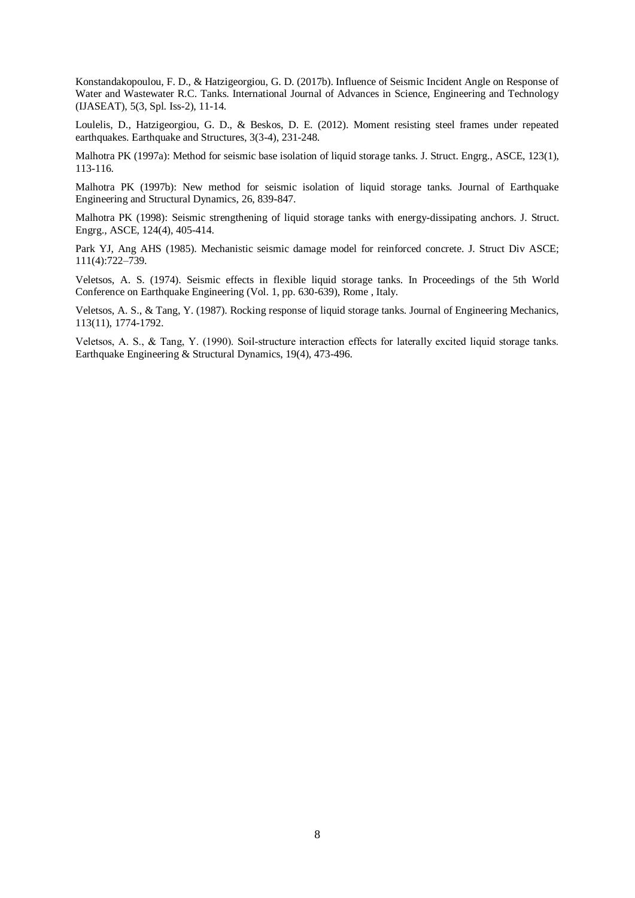Konstandakopoulou, F. D., & Hatzigeorgiou, G. D. (2017b). Influence of Seismic Incident Angle on Response of Water and Wastewater R.C. Tanks. International Journal of Advances in Science, Engineering and Technology (IJASEAT), 5(3, Spl. Iss-2), 11-14.

Loulelis, D., Hatzigeorgiou, G. D., & Beskos, D. E. (2012). Moment resisting steel frames under repeated earthquakes. Earthquake and Structures, 3(3-4), 231-248.

Malhotra PK (1997a): Method for seismic base isolation of liquid storage tanks. J. Struct. Engrg., ASCE, 123(1), 113-116.

Malhotra PK (1997b): New method for seismic isolation of liquid storage tanks. Journal of Earthquake Engineering and Structural Dynamics, 26, 839-847.

Malhotra PK (1998): Seismic strengthening of liquid storage tanks with energy-dissipating anchors. J. Struct. Engrg., ASCE, 124(4), 405-414.

Park YJ, Ang AHS (1985). Mechanistic seismic damage model for reinforced concrete. J. Struct Div ASCE; 111(4):722–739.

Veletsos, A. S. (1974). Seismic effects in flexible liquid storage tanks. In Proceedings of the 5th World Conference on Earthquake Engineering (Vol. 1, pp. 630-639), Rome , Italy.

Veletsos, A. S., & Tang, Y. (1987). Rocking response of liquid storage tanks. Journal of Engineering Mechanics, 113(11), 1774-1792.

Veletsos, A. S., & Tang, Y. (1990). Soil-structure interaction effects for laterally excited liquid storage tanks. Earthquake Engineering & Structural Dynamics, 19(4), 473-496.